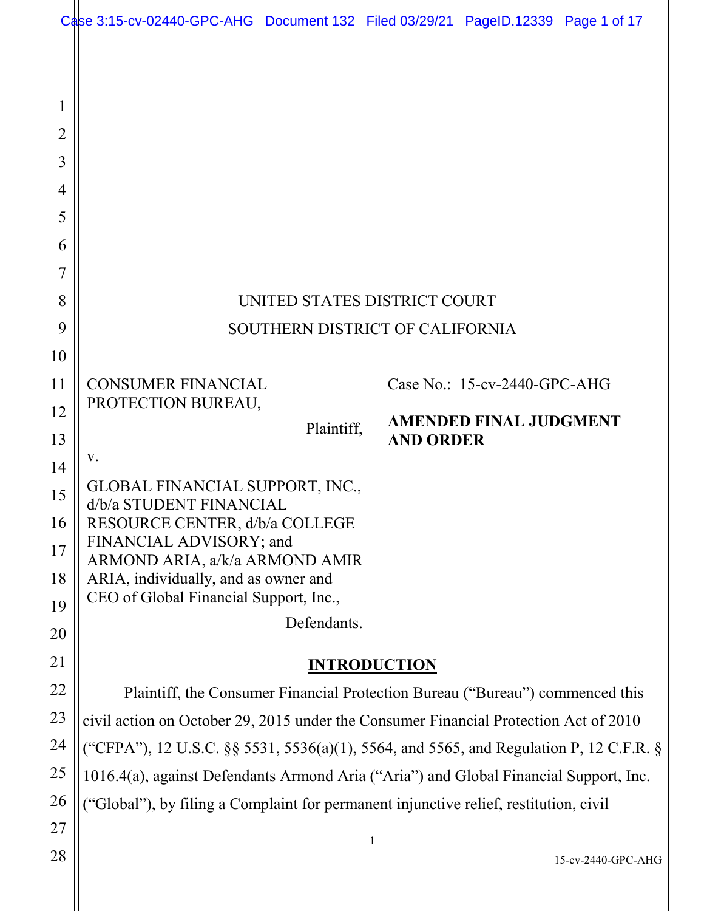UNITED STATES DISTRICT COURT

SOUTHERN DISTRICT OF CALIFORNIA

| | |
|---|---|
| CONSUMER FINANCIAL PROTECTION BUREAU,<br><br>Plaintiff,<br><br>v.<br><br>GLOBAL FINANCIAL SUPPORT, INC., d/b/a STUDENT FINANCIAL RESOURCE CENTER, d/b/a COLLEGE FINANCIAL ADVISORY; and ARMOND ARIA, a/k/a ARMOND AMIR ARIA, individually, and as owner and CEO of Global Financial Support, Inc.,<br><br>Defendants. | Case No.: 15-cv-2440-GPC-AHG<br><br>**AMENDED FINAL JUDGMENT AND ORDER** |

## INTRODUCTION

Plaintiff, the Consumer Financial Protection Bureau ("Bureau") commenced this civil action on October 29, 2015 under the Consumer Financial Protection Act of 2010 ("CFPA"), 12 U.S.C. §§ 5531, 5536(a)(1), 5564, and 5565, and Regulation P, 12 C.F.R. § 1016.4(a), against Defendants Armond Aria ("Aria") and Global Financial Support, Inc. ("Global"), by filing a Complaint for permanent injunctive relief, restitution, civil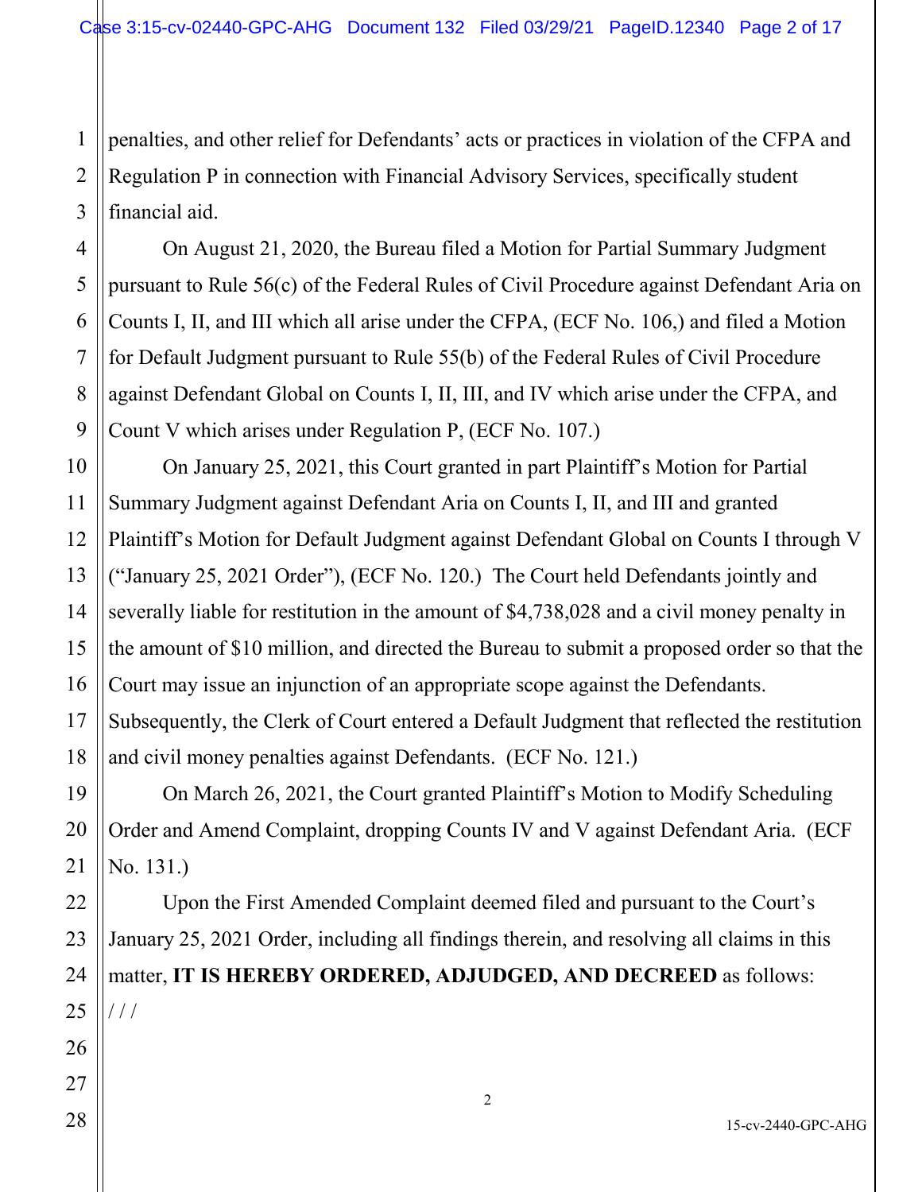penalties, and other relief for Defendants' acts or practices in violation of the CFPA and Regulation P in connection with Financial Advisory Services, specifically student financial aid.

On August 21, 2020, the Bureau filed a Motion for Partial Summary Judgment pursuant to Rule 56(c) of the Federal Rules of Civil Procedure against Defendant Aria on Counts I, II, and III which all arise under the CFPA, (ECF No. 106,) and filed a Motion for Default Judgment pursuant to Rule 55(b) of the Federal Rules of Civil Procedure against Defendant Global on Counts I, II, III, and IV which arise under the CFPA, and Count V which arises under Regulation P, (ECF No. 107.)

On January 25, 2021, this Court granted in part Plaintiff's Motion for Partial Summary Judgment against Defendant Aria on Counts I, II, and III and granted Plaintiff's Motion for Default Judgment against Defendant Global on Counts I through V ("January 25, 2021 Order"), (ECF No. 120.) The Court held Defendants jointly and severally liable for restitution in the amount of $4,738,028 and a civil money penalty in the amount of $10 million, and directed the Bureau to submit a proposed order so that the Court may issue an injunction of an appropriate scope against the Defendants. Subsequently, the Clerk of Court entered a Default Judgment that reflected the restitution and civil money penalties against Defendants. (ECF No. 121.)

On March 26, 2021, the Court granted Plaintiff's Motion to Modify Scheduling Order and Amend Complaint, dropping Counts IV and V against Defendant Aria. (ECF No. 131.)

Upon the First Amended Complaint deemed filed and pursuant to the Court's January 25, 2021 Order, including all findings therein, and resolving all claims in this matter, **IT IS HEREBY ORDERED, ADJUDGED, AND DECREED** as follows:

/ / /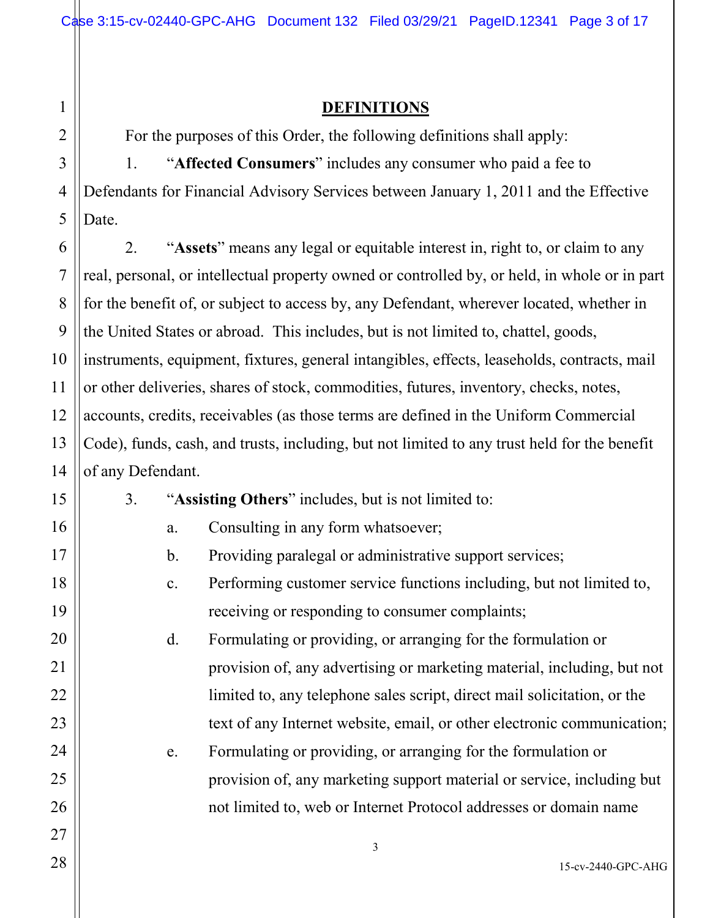## DEFINITIONS

For the purposes of this Order, the following definitions shall apply:

1. "**Affected Consumers**" includes any consumer who paid a fee to Defendants for Financial Advisory Services between January 1, 2011 and the Effective Date.

2. "**Assets**" means any legal or equitable interest in, right to, or claim to any real, personal, or intellectual property owned or controlled by, or held, in whole or in part for the benefit of, or subject to access by, any Defendant, wherever located, whether in the United States or abroad. This includes, but is not limited to, chattel, goods, instruments, equipment, fixtures, general intangibles, effects, leaseholds, contracts, mail or other deliveries, shares of stock, commodities, futures, inventory, checks, notes, accounts, credits, receivables (as those terms are defined in the Uniform Commercial Code), funds, cash, and trusts, including, but not limited to any trust held for the benefit of any Defendant.

3. "**Assisting Others**" includes, but is not limited to:

   a. Consulting in any form whatsoever;

   b. Providing paralegal or administrative support services;

   c. Performing customer service functions including, but not limited to, receiving or responding to consumer complaints;

   d. Formulating or providing, or arranging for the formulation or provision of, any advertising or marketing material, including, but not limited to, any telephone sales script, direct mail solicitation, or the text of any Internet website, email, or other electronic communication;

   e. Formulating or providing, or arranging for the formulation or provision of, any marketing support material or service, including but not limited to, web or Internet Protocol addresses or domain name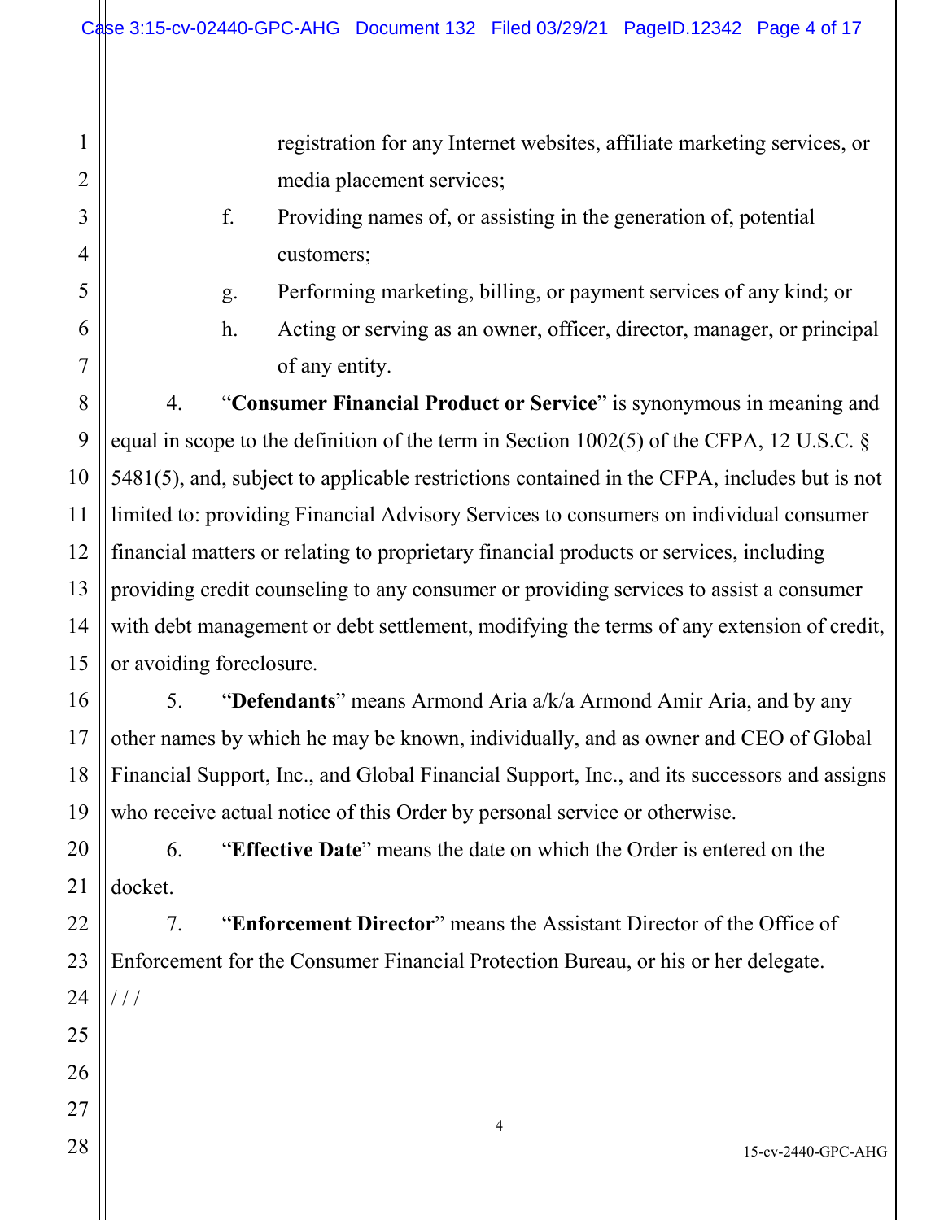registration for any Internet websites, affiliate marketing services, or media placement services;

f. Providing names of, or assisting in the generation of, potential customers;

g. Performing marketing, billing, or payment services of any kind; or

h. Acting or serving as an owner, officer, director, manager, or principal of any entity.

4. "**Consumer Financial Product or Service**" is synonymous in meaning and equal in scope to the definition of the term in Section 1002(5) of the CFPA, 12 U.S.C. § 5481(5), and, subject to applicable restrictions contained in the CFPA, includes but is not limited to: providing Financial Advisory Services to consumers on individual consumer financial matters or relating to proprietary financial products or services, including providing credit counseling to any consumer or providing services to assist a consumer with debt management or debt settlement, modifying the terms of any extension of credit, or avoiding foreclosure.

5. "**Defendants**" means Armond Aria a/k/a Armond Amir Aria, and by any other names by which he may be known, individually, and as owner and CEO of Global Financial Support, Inc., and Global Financial Support, Inc., and its successors and assigns who receive actual notice of this Order by personal service or otherwise.

6. "**Effective Date**" means the date on which the Order is entered on the docket.

7. "**Enforcement Director**" means the Assistant Director of the Office of Enforcement for the Consumer Financial Protection Bureau, or his or her delegate.

/ / /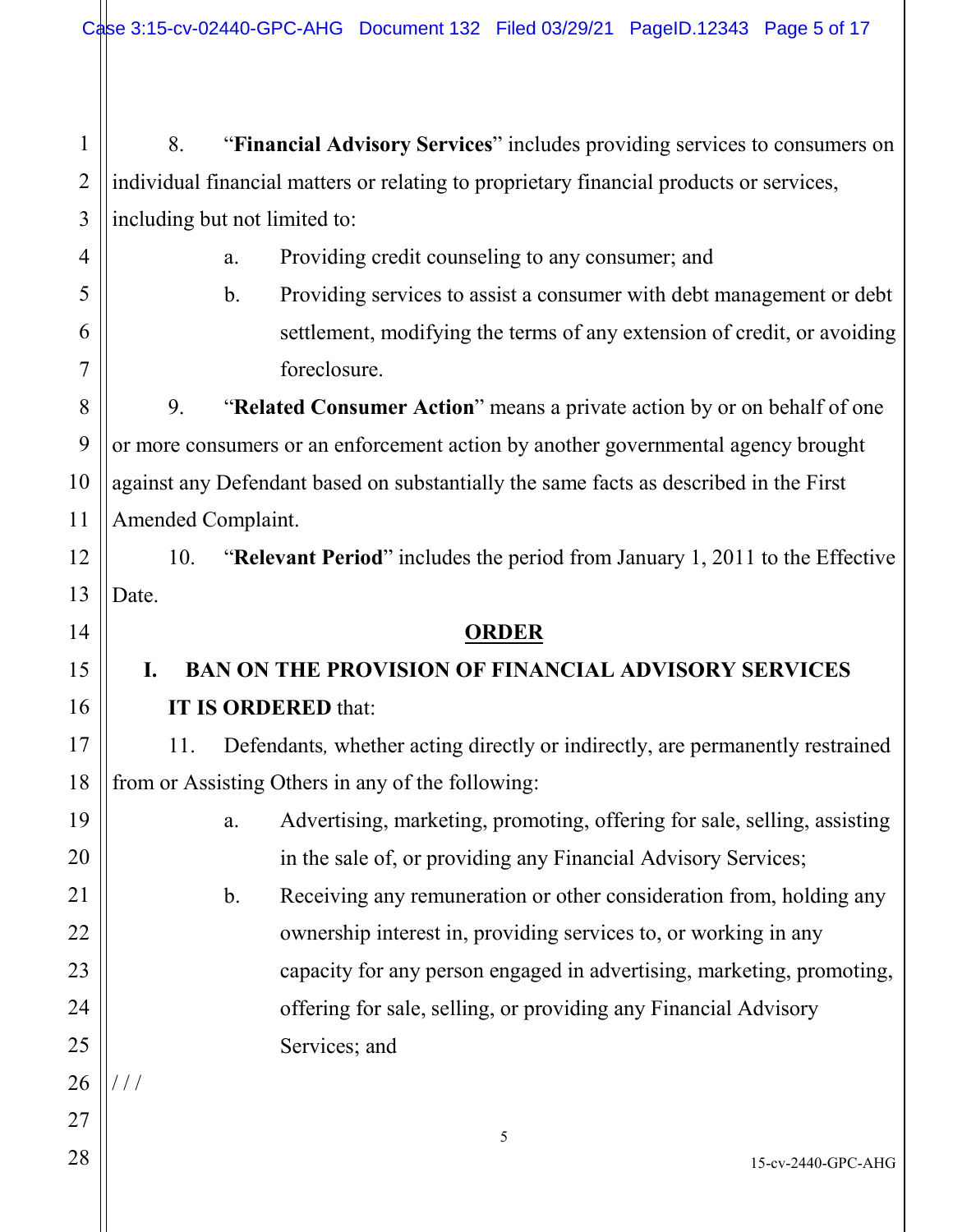8. "**Financial Advisory Services**" includes providing services to consumers on individual financial matters or relating to proprietary financial products or services, including but not limited to:

   a. Providing credit counseling to any consumer; and

   b. Providing services to assist a consumer with debt management or debt settlement, modifying the terms of any extension of credit, or avoiding foreclosure.

9. "**Related Consumer Action**" means a private action by or on behalf of one or more consumers or an enforcement action by another governmental agency brought against any Defendant based on substantially the same facts as described in the First Amended Complaint.

10. "**Relevant Period**" includes the period from January 1, 2011 to the Effective Date.

## ORDER

### I. BAN ON THE PROVISION OF FINANCIAL ADVISORY SERVICES

**IT IS ORDERED** that:

11. Defendants*,* whether acting directly or indirectly, are permanently restrained from or Assisting Others in any of the following:

   a. Advertising, marketing, promoting, offering for sale, selling, assisting in the sale of, or providing any Financial Advisory Services;

   b. Receiving any remuneration or other consideration from, holding any ownership interest in, providing services to, or working in any capacity for any person engaged in advertising, marketing, promoting, offering for sale, selling, or providing any Financial Advisory Services; and

/ / /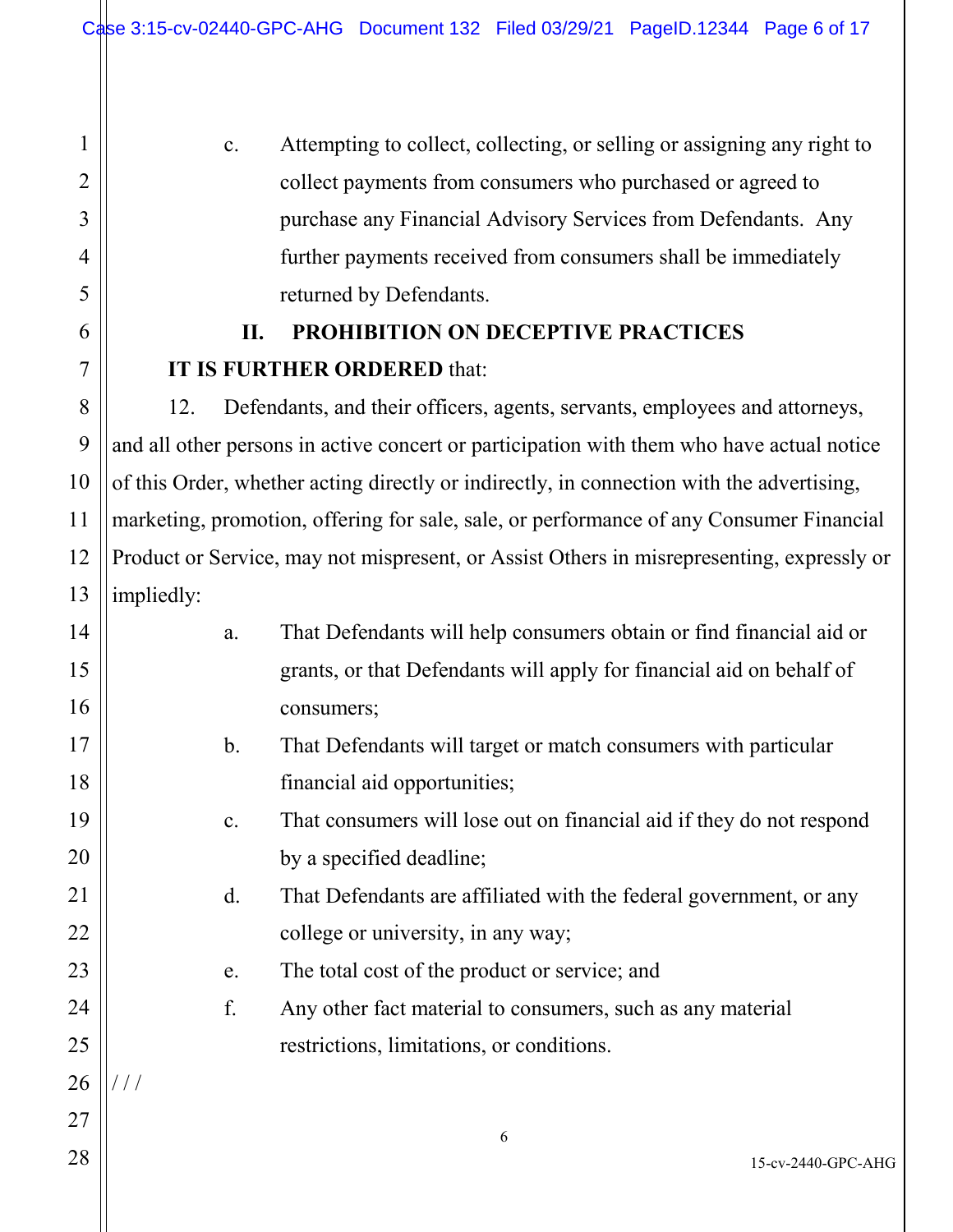c. Attempting to collect, collecting, or selling or assigning any right to collect payments from consumers who purchased or agreed to purchase any Financial Advisory Services from Defendants. Any further payments received from consumers shall be immediately returned by Defendants.

## II. PROHIBITION ON DECEPTIVE PRACTICES

**IT IS FURTHER ORDERED** that:

12. Defendants, and their officers, agents, servants, employees and attorneys, and all other persons in active concert or participation with them who have actual notice of this Order, whether acting directly or indirectly, in connection with the advertising, marketing, promotion, offering for sale, sale, or performance of any Consumer Financial Product or Service, may not mispresent, or Assist Others in misrepresenting, expressly or impliedly:

a. That Defendants will help consumers obtain or find financial aid or grants, or that Defendants will apply for financial aid on behalf of consumers;

b. That Defendants will target or match consumers with particular financial aid opportunities;

c. That consumers will lose out on financial aid if they do not respond by a specified deadline;

d. That Defendants are affiliated with the federal government, or any college or university, in any way;

e. The total cost of the product or service; and

f. Any other fact material to consumers, such as any material restrictions, limitations, or conditions.

/ / /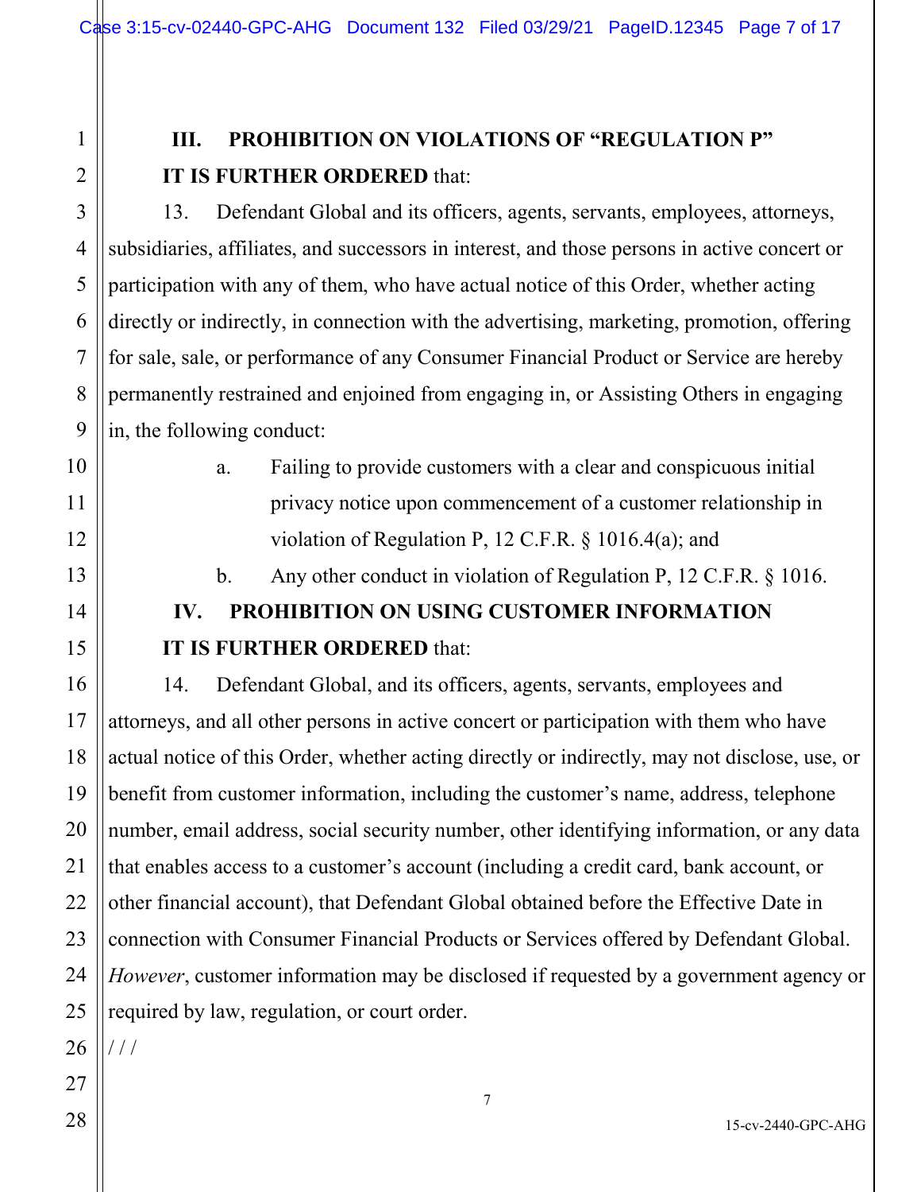## III. PROHIBITION ON VIOLATIONS OF "REGULATION P"

**IT IS FURTHER ORDERED** that:

13. Defendant Global and its officers, agents, servants, employees, attorneys, subsidiaries, affiliates, and successors in interest, and those persons in active concert or participation with any of them, who have actual notice of this Order, whether acting directly or indirectly, in connection with the advertising, marketing, promotion, offering for sale, sale, or performance of any Consumer Financial Product or Service are hereby permanently restrained and enjoined from engaging in, or Assisting Others in engaging in, the following conduct:

a. Failing to provide customers with a clear and conspicuous initial privacy notice upon commencement of a customer relationship in violation of Regulation P, 12 C.F.R. § 1016.4(a); and

b. Any other conduct in violation of Regulation P, 12 C.F.R. § 1016.

## IV. PROHIBITION ON USING CUSTOMER INFORMATION

**IT IS FURTHER ORDERED** that:

14. Defendant Global, and its officers, agents, servants, employees and attorneys, and all other persons in active concert or participation with them who have actual notice of this Order, whether acting directly or indirectly, may not disclose, use, or benefit from customer information, including the customer's name, address, telephone number, email address, social security number, other identifying information, or any data that enables access to a customer's account (including a credit card, bank account, or other financial account), that Defendant Global obtained before the Effective Date in connection with Consumer Financial Products or Services offered by Defendant Global. *However*, customer information may be disclosed if requested by a government agency or required by law, regulation, or court order.

/ / /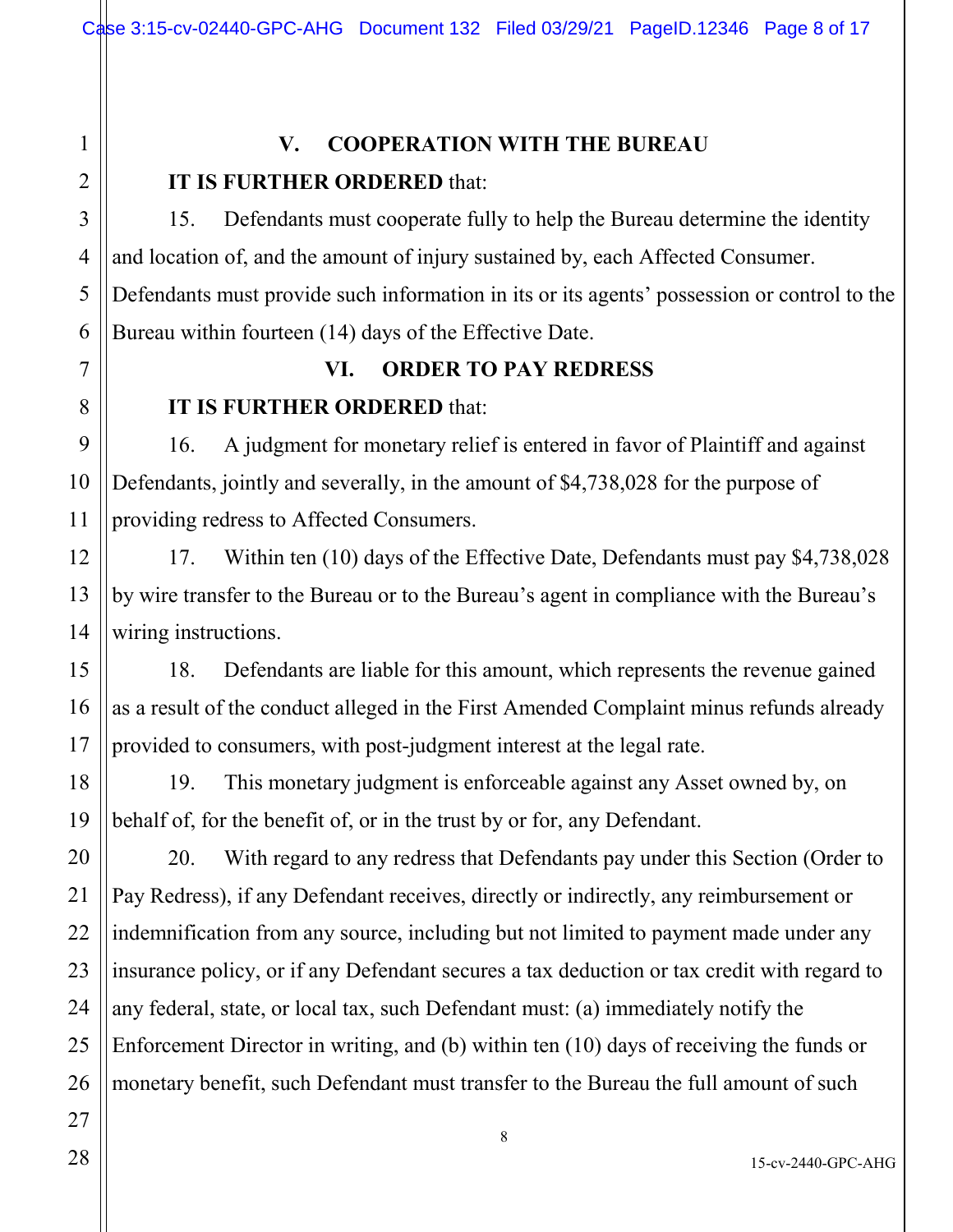## V. COOPERATION WITH THE BUREAU

**IT IS FURTHER ORDERED** that:

15. Defendants must cooperate fully to help the Bureau determine the identity and location of, and the amount of injury sustained by, each Affected Consumer. Defendants must provide such information in its or its agents' possession or control to the Bureau within fourteen (14) days of the Effective Date.

## VI. ORDER TO PAY REDRESS

**IT IS FURTHER ORDERED** that:

16. A judgment for monetary relief is entered in favor of Plaintiff and against Defendants, jointly and severally, in the amount of $4,738,028 for the purpose of providing redress to Affected Consumers.

17. Within ten (10) days of the Effective Date, Defendants must pay $4,738,028 by wire transfer to the Bureau or to the Bureau's agent in compliance with the Bureau's wiring instructions.

18. Defendants are liable for this amount, which represents the revenue gained as a result of the conduct alleged in the First Amended Complaint minus refunds already provided to consumers, with post-judgment interest at the legal rate.

19. This monetary judgment is enforceable against any Asset owned by, on behalf of, for the benefit of, or in the trust by or for, any Defendant.

20. With regard to any redress that Defendants pay under this Section (Order to Pay Redress), if any Defendant receives, directly or indirectly, any reimbursement or indemnification from any source, including but not limited to payment made under any insurance policy, or if any Defendant secures a tax deduction or tax credit with regard to any federal, state, or local tax, such Defendant must: (a) immediately notify the Enforcement Director in writing, and (b) within ten (10) days of receiving the funds or monetary benefit, such Defendant must transfer to the Bureau the full amount of such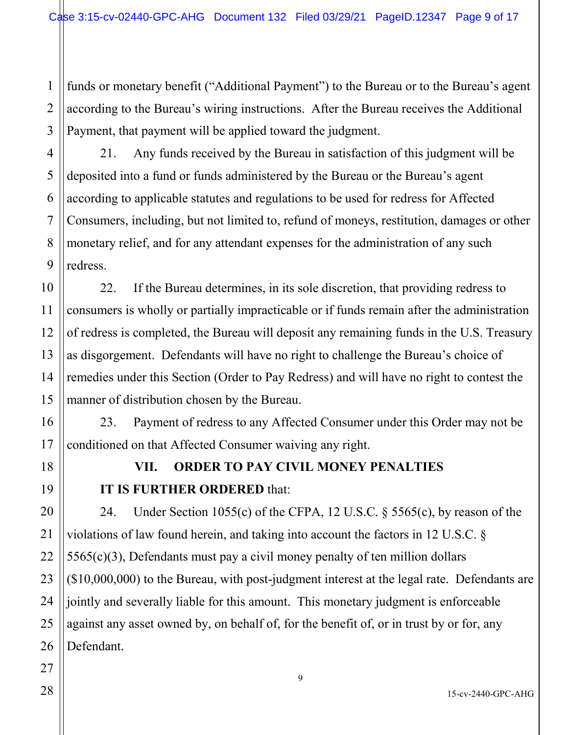funds or monetary benefit ("Additional Payment") to the Bureau or to the Bureau's agent according to the Bureau's wiring instructions. After the Bureau receives the Additional Payment, that payment will be applied toward the judgment.

21. Any funds received by the Bureau in satisfaction of this judgment will be deposited into a fund or funds administered by the Bureau or the Bureau's agent according to applicable statutes and regulations to be used for redress for Affected Consumers, including, but not limited to, refund of moneys, restitution, damages or other monetary relief, and for any attendant expenses for the administration of any such redress.

22. If the Bureau determines, in its sole discretion, that providing redress to consumers is wholly or partially impracticable or if funds remain after the administration of redress is completed, the Bureau will deposit any remaining funds in the U.S. Treasury as disgorgement. Defendants will have no right to challenge the Bureau's choice of remedies under this Section (Order to Pay Redress) and will have no right to contest the manner of distribution chosen by the Bureau.

23. Payment of redress to any Affected Consumer under this Order may not be conditioned on that Affected Consumer waiving any right.

## VII. ORDER TO PAY CIVIL MONEY PENALTIES

**IT IS FURTHER ORDERED** that:

24. Under Section 1055(c) of the CFPA, 12 U.S.C. § 5565(c), by reason of the violations of law found herein, and taking into account the factors in 12 U.S.C. § 5565(c)(3), Defendants must pay a civil money penalty of ten million dollars ($10,000,000) to the Bureau, with post-judgment interest at the legal rate. Defendants are jointly and severally liable for this amount. This monetary judgment is enforceable against any asset owned by, on behalf of, for the benefit of, or in trust by or for, any Defendant.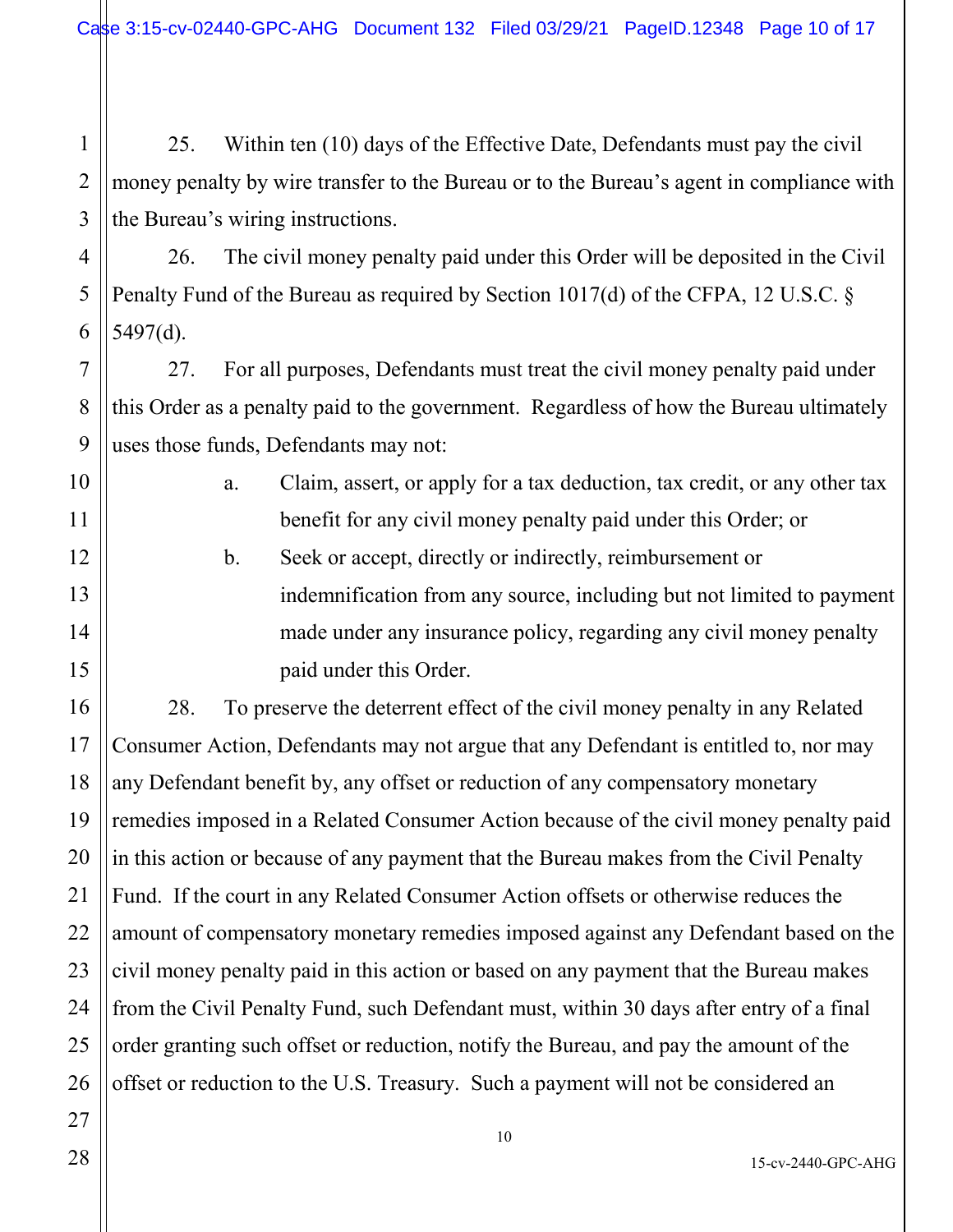25. Within ten (10) days of the Effective Date, Defendants must pay the civil money penalty by wire transfer to the Bureau or to the Bureau's agent in compliance with the Bureau's wiring instructions.

26. The civil money penalty paid under this Order will be deposited in the Civil Penalty Fund of the Bureau as required by Section 1017(d) of the CFPA, 12 U.S.C. § 5497(d).

27. For all purposes, Defendants must treat the civil money penalty paid under this Order as a penalty paid to the government. Regardless of how the Bureau ultimately uses those funds, Defendants may not:

a. Claim, assert, or apply for a tax deduction, tax credit, or any other tax benefit for any civil money penalty paid under this Order; or

b. Seek or accept, directly or indirectly, reimbursement or indemnification from any source, including but not limited to payment made under any insurance policy, regarding any civil money penalty paid under this Order.

28. To preserve the deterrent effect of the civil money penalty in any Related Consumer Action, Defendants may not argue that any Defendant is entitled to, nor may any Defendant benefit by, any offset or reduction of any compensatory monetary remedies imposed in a Related Consumer Action because of the civil money penalty paid in this action or because of any payment that the Bureau makes from the Civil Penalty Fund. If the court in any Related Consumer Action offsets or otherwise reduces the amount of compensatory monetary remedies imposed against any Defendant based on the civil money penalty paid in this action or based on any payment that the Bureau makes from the Civil Penalty Fund, such Defendant must, within 30 days after entry of a final order granting such offset or reduction, notify the Bureau, and pay the amount of the offset or reduction to the U.S. Treasury. Such a payment will not be considered an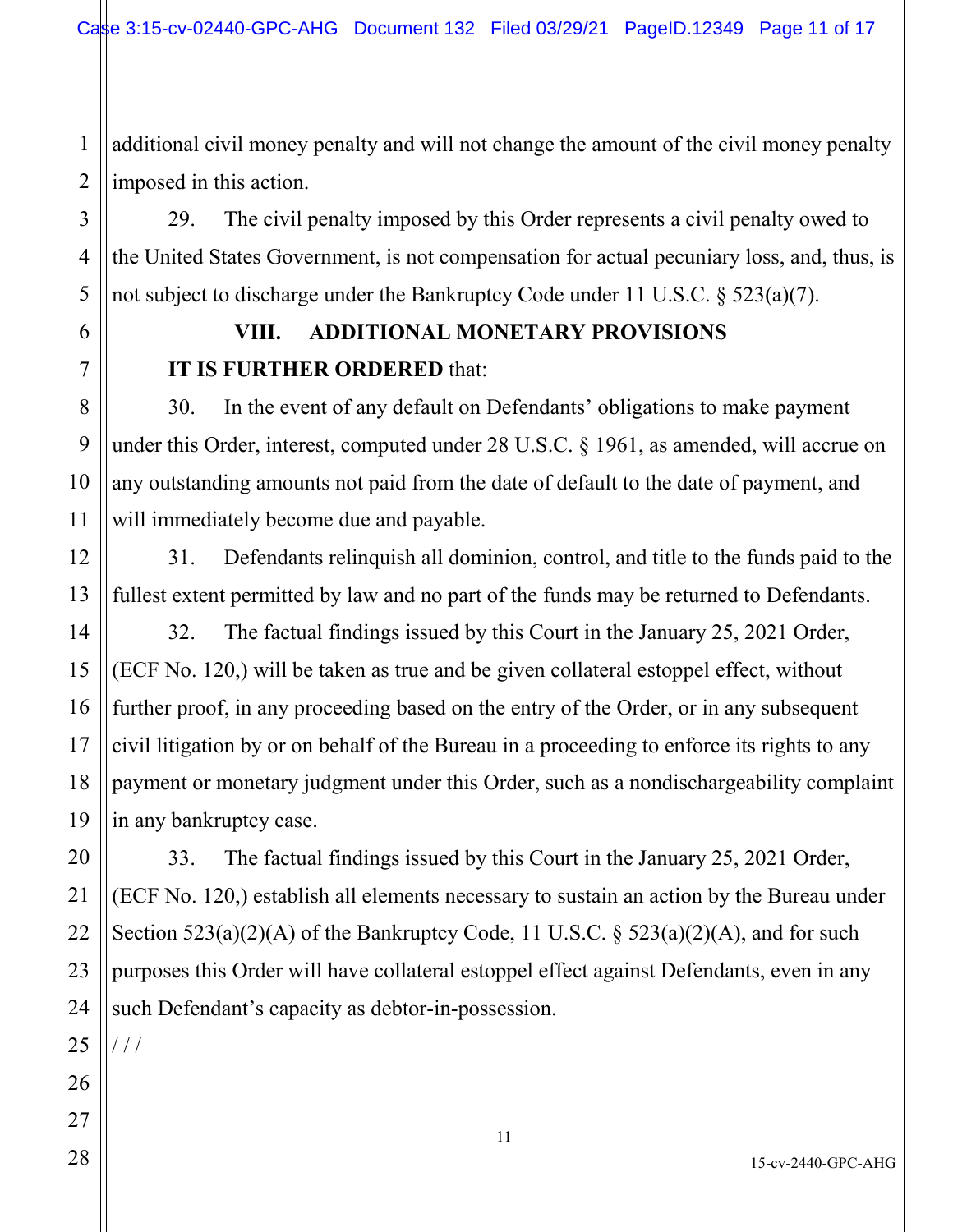additional civil money penalty and will not change the amount of the civil money penalty imposed in this action.

29. The civil penalty imposed by this Order represents a civil penalty owed to the United States Government, is not compensation for actual pecuniary loss, and, thus, is not subject to discharge under the Bankruptcy Code under 11 U.S.C. § 523(a)(7).

## VIII. ADDITIONAL MONETARY PROVISIONS

**IT IS FURTHER ORDERED** that:

30. In the event of any default on Defendants' obligations to make payment under this Order, interest, computed under 28 U.S.C. § 1961, as amended, will accrue on any outstanding amounts not paid from the date of default to the date of payment, and will immediately become due and payable.

31. Defendants relinquish all dominion, control, and title to the funds paid to the fullest extent permitted by law and no part of the funds may be returned to Defendants.

32. The factual findings issued by this Court in the January 25, 2021 Order, (ECF No. 120,) will be taken as true and be given collateral estoppel effect, without further proof, in any proceeding based on the entry of the Order, or in any subsequent civil litigation by or on behalf of the Bureau in a proceeding to enforce its rights to any payment or monetary judgment under this Order, such as a nondischargeability complaint in any bankruptcy case.

33. The factual findings issued by this Court in the January 25, 2021 Order, (ECF No. 120,) establish all elements necessary to sustain an action by the Bureau under Section 523(a)(2)(A) of the Bankruptcy Code, 11 U.S.C. § 523(a)(2)(A), and for such purposes this Order will have collateral estoppel effect against Defendants, even in any such Defendant's capacity as debtor-in-possession.

/ / /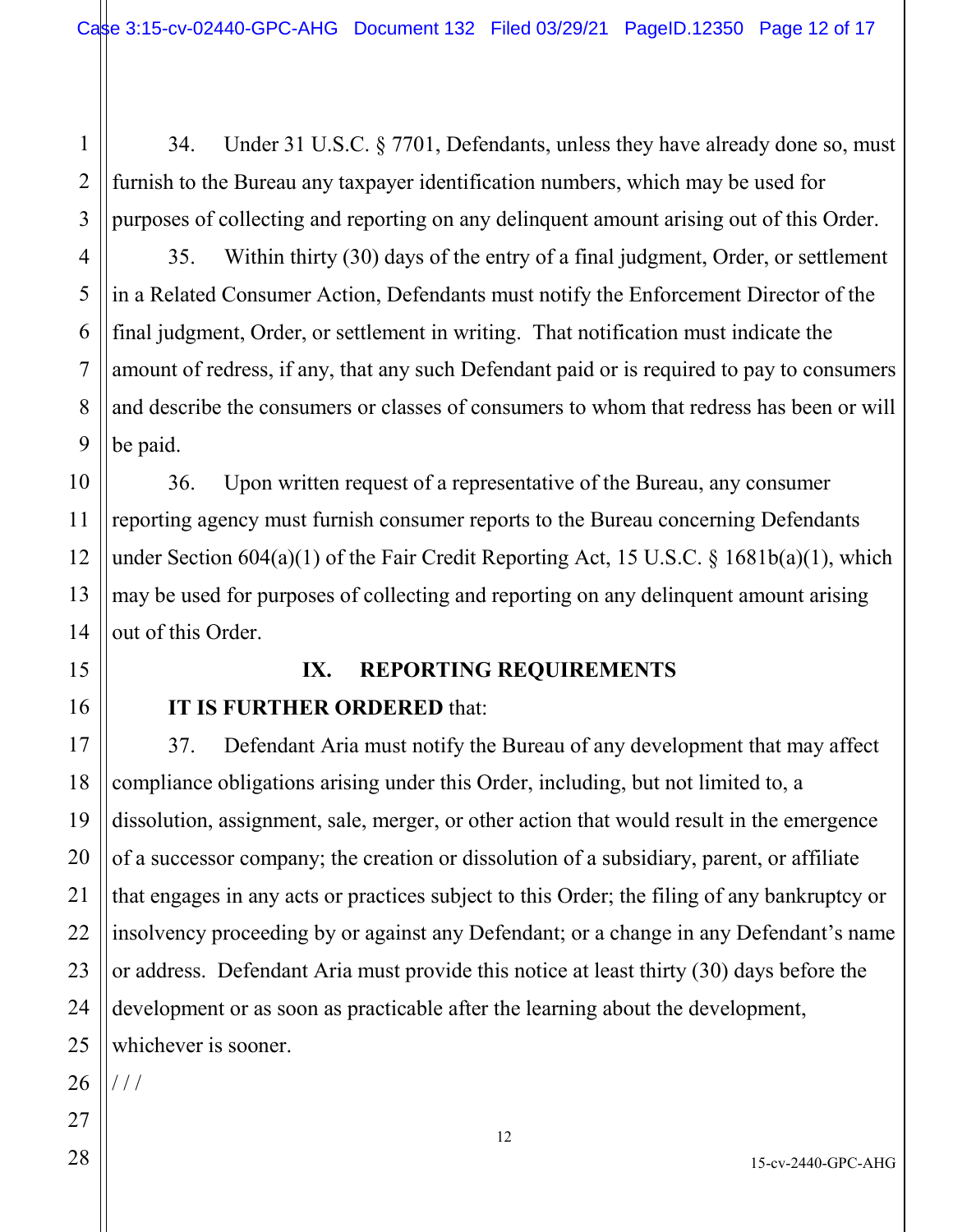34. Under 31 U.S.C. § 7701, Defendants, unless they have already done so, must furnish to the Bureau any taxpayer identification numbers, which may be used for purposes of collecting and reporting on any delinquent amount arising out of this Order.

35. Within thirty (30) days of the entry of a final judgment, Order, or settlement in a Related Consumer Action, Defendants must notify the Enforcement Director of the final judgment, Order, or settlement in writing. That notification must indicate the amount of redress, if any, that any such Defendant paid or is required to pay to consumers and describe the consumers or classes of consumers to whom that redress has been or will be paid.

36. Upon written request of a representative of the Bureau, any consumer reporting agency must furnish consumer reports to the Bureau concerning Defendants under Section 604(a)(1) of the Fair Credit Reporting Act, 15 U.S.C. § 1681b(a)(1), which may be used for purposes of collecting and reporting on any delinquent amount arising out of this Order.

## IX. REPORTING REQUIREMENTS

**IT IS FURTHER ORDERED** that:

37. Defendant Aria must notify the Bureau of any development that may affect compliance obligations arising under this Order, including, but not limited to, a dissolution, assignment, sale, merger, or other action that would result in the emergence of a successor company; the creation or dissolution of a subsidiary, parent, or affiliate that engages in any acts or practices subject to this Order; the filing of any bankruptcy or insolvency proceeding by or against any Defendant; or a change in any Defendant's name or address. Defendant Aria must provide this notice at least thirty (30) days before the development or as soon as practicable after the learning about the development, whichever is sooner.

/ / /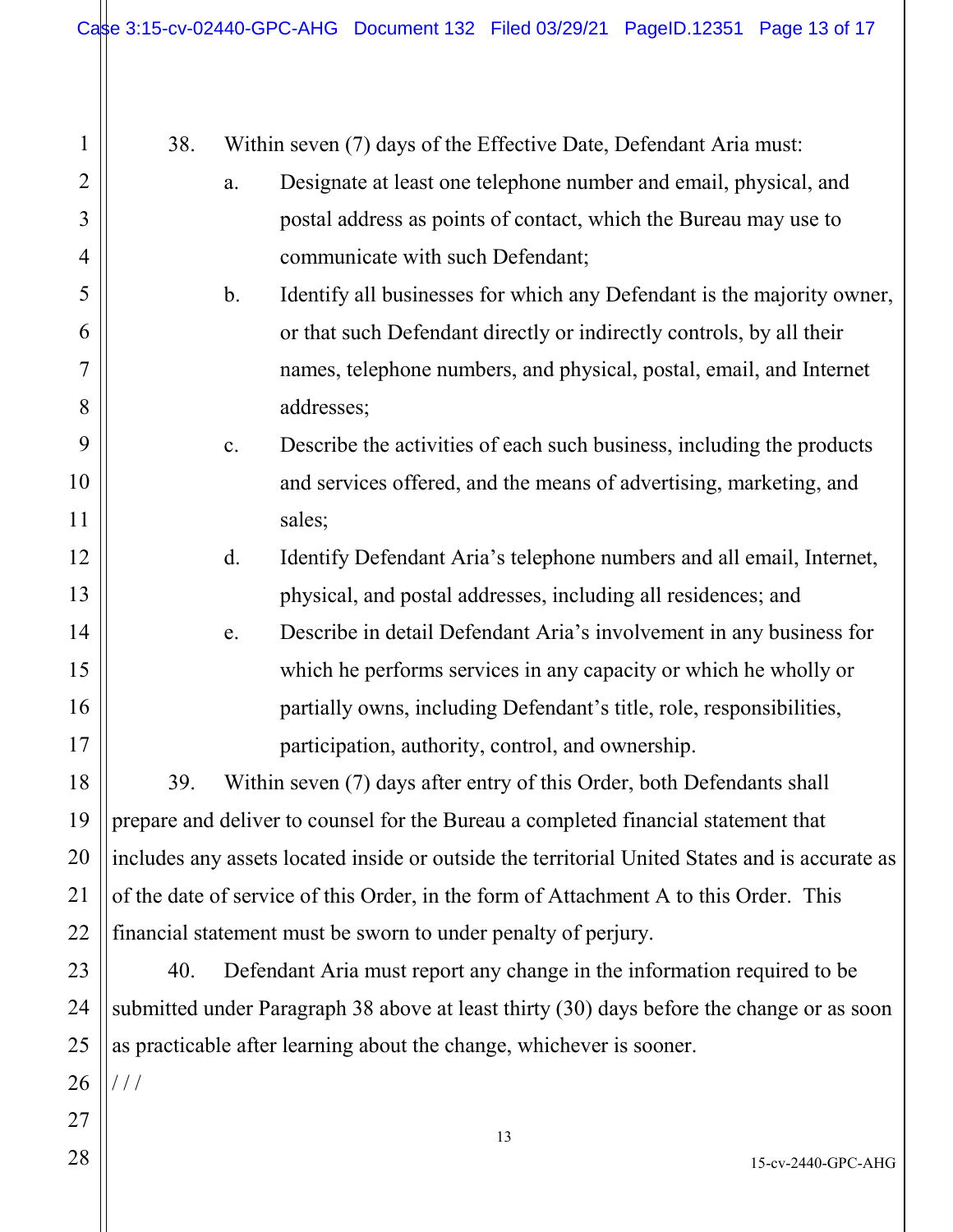38. Within seven (7) days of the Effective Date, Defendant Aria must:

a. Designate at least one telephone number and email, physical, and postal address as points of contact, which the Bureau may use to communicate with such Defendant;

b. Identify all businesses for which any Defendant is the majority owner, or that such Defendant directly or indirectly controls, by all their names, telephone numbers, and physical, postal, email, and Internet addresses;

c. Describe the activities of each such business, including the products and services offered, and the means of advertising, marketing, and sales;

d. Identify Defendant Aria's telephone numbers and all email, Internet, physical, and postal addresses, including all residences; and

e. Describe in detail Defendant Aria's involvement in any business for which he performs services in any capacity or which he wholly or partially owns, including Defendant's title, role, responsibilities, participation, authority, control, and ownership.

39. Within seven (7) days after entry of this Order, both Defendants shall prepare and deliver to counsel for the Bureau a completed financial statement that includes any assets located inside or outside the territorial United States and is accurate as of the date of service of this Order, in the form of Attachment A to this Order. This financial statement must be sworn to under penalty of perjury.

40. Defendant Aria must report any change in the information required to be submitted under Paragraph 38 above at least thirty (30) days before the change or as soon as practicable after learning about the change, whichever is sooner.

/ / /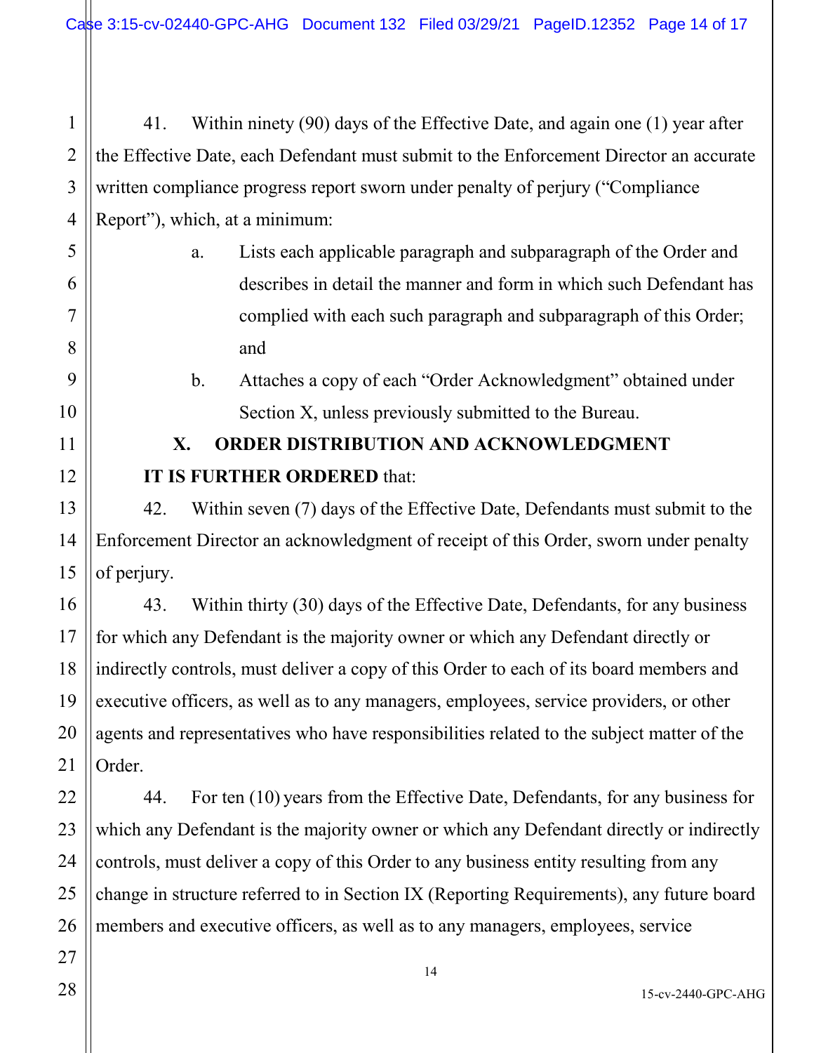41. Within ninety (90) days of the Effective Date, and again one (1) year after the Effective Date, each Defendant must submit to the Enforcement Director an accurate written compliance progress report sworn under penalty of perjury ("Compliance Report"), which, at a minimum:

a. Lists each applicable paragraph and subparagraph of the Order and describes in detail the manner and form in which such Defendant has complied with each such paragraph and subparagraph of this Order; and

b. Attaches a copy of each "Order Acknowledgment" obtained under Section X, unless previously submitted to the Bureau.

## X. ORDER DISTRIBUTION AND ACKNOWLEDGMENT

**IT IS FURTHER ORDERED** that:

42. Within seven (7) days of the Effective Date, Defendants must submit to the Enforcement Director an acknowledgment of receipt of this Order, sworn under penalty of perjury.

43. Within thirty (30) days of the Effective Date, Defendants, for any business for which any Defendant is the majority owner or which any Defendant directly or indirectly controls, must deliver a copy of this Order to each of its board members and executive officers, as well as to any managers, employees, service providers, or other agents and representatives who have responsibilities related to the subject matter of the Order.

44. For ten (10) years from the Effective Date, Defendants, for any business for which any Defendant is the majority owner or which any Defendant directly or indirectly controls, must deliver a copy of this Order to any business entity resulting from any change in structure referred to in Section IX (Reporting Requirements), any future board members and executive officers, as well as to any managers, employees, service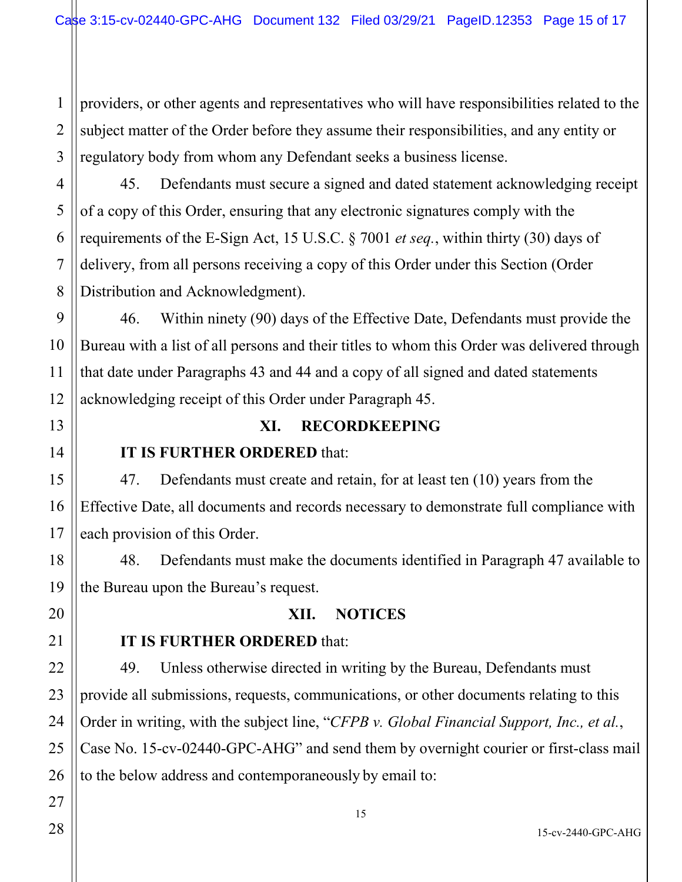providers, or other agents and representatives who will have responsibilities related to the subject matter of the Order before they assume their responsibilities, and any entity or regulatory body from whom any Defendant seeks a business license.

45. Defendants must secure a signed and dated statement acknowledging receipt of a copy of this Order, ensuring that any electronic signatures comply with the requirements of the E-Sign Act, 15 U.S.C. § 7001 *et seq.*, within thirty (30) days of delivery, from all persons receiving a copy of this Order under this Section (Order Distribution and Acknowledgment).

46. Within ninety (90) days of the Effective Date, Defendants must provide the Bureau with a list of all persons and their titles to whom this Order was delivered through that date under Paragraphs 43 and 44 and a copy of all signed and dated statements acknowledging receipt of this Order under Paragraph 45.

## XI. RECORDKEEPING

**IT IS FURTHER ORDERED** that:

47. Defendants must create and retain, for at least ten (10) years from the Effective Date, all documents and records necessary to demonstrate full compliance with each provision of this Order.

48. Defendants must make the documents identified in Paragraph 47 available to the Bureau upon the Bureau's request.

## XII. NOTICES

**IT IS FURTHER ORDERED** that:

49. Unless otherwise directed in writing by the Bureau, Defendants must provide all submissions, requests, communications, or other documents relating to this Order in writing, with the subject line, "*CFPB v. Global Financial Support, Inc., et al.*, Case No. 15-cv-02440-GPC-AHG" and send them by overnight courier or first-class mail to the below address and contemporaneously by email to: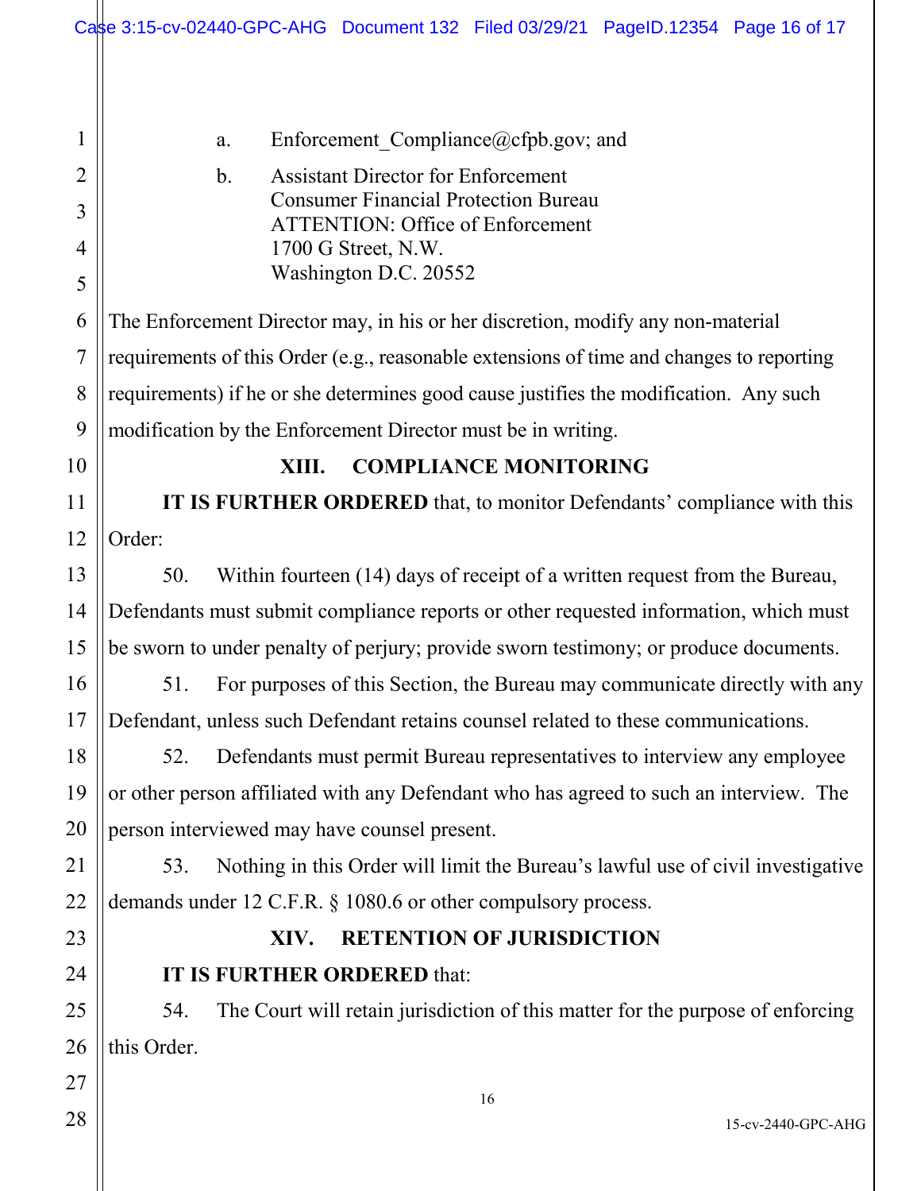a. Enforcement_Compliance@cfpb.gov; and

b. Assistant Director for Enforcement
Consumer Financial Protection Bureau
ATTENTION: Office of Enforcement
1700 G Street, N.W.
Washington D.C. 20552

The Enforcement Director may, in his or her discretion, modify any non-material requirements of this Order (e.g., reasonable extensions of time and changes to reporting requirements) if he or she determines good cause justifies the modification. Any such modification by the Enforcement Director must be in writing.

## XIII. COMPLIANCE MONITORING

**IT IS FURTHER ORDERED** that, to monitor Defendants' compliance with this Order:

50. Within fourteen (14) days of receipt of a written request from the Bureau, Defendants must submit compliance reports or other requested information, which must be sworn to under penalty of perjury; provide sworn testimony; or produce documents.

51. For purposes of this Section, the Bureau may communicate directly with any Defendant, unless such Defendant retains counsel related to these communications.

52. Defendants must permit Bureau representatives to interview any employee or other person affiliated with any Defendant who has agreed to such an interview. The person interviewed may have counsel present.

53. Nothing in this Order will limit the Bureau's lawful use of civil investigative demands under 12 C.F.R. § 1080.6 or other compulsory process.

## XIV. RETENTION OF JURISDICTION

**IT IS FURTHER ORDERED** that:

54. The Court will retain jurisdiction of this matter for the purpose of enforcing this Order.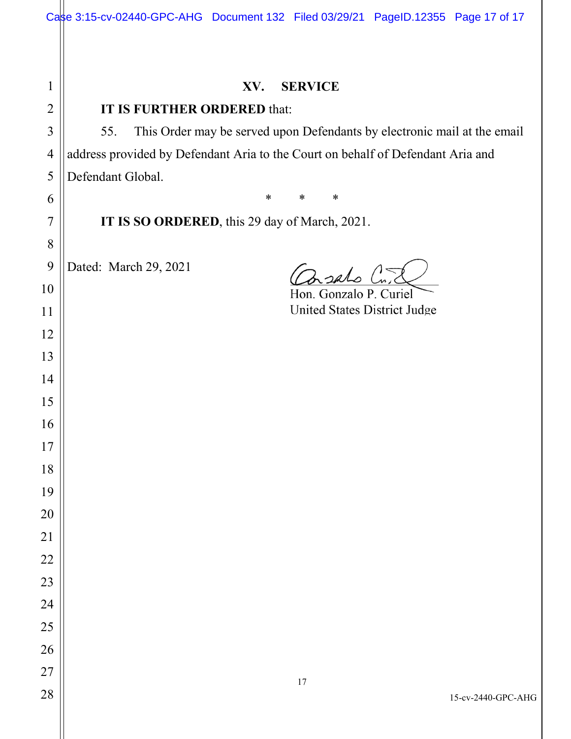## XV. SERVICE

**IT IS FURTHER ORDERED** that:

55. This Order may be served upon Defendants by electronic mail at the email address provided by Defendant Aria to the Court on behalf of Defendant Aria and Defendant Global.

\* \* \*

**IT IS SO ORDERED**, this 29 day of March, 2021.

Dated: March 29, 2021

Hon. Gonzalo P. Curiel
United States District Judge

15-cv-2440-GPC-AHG